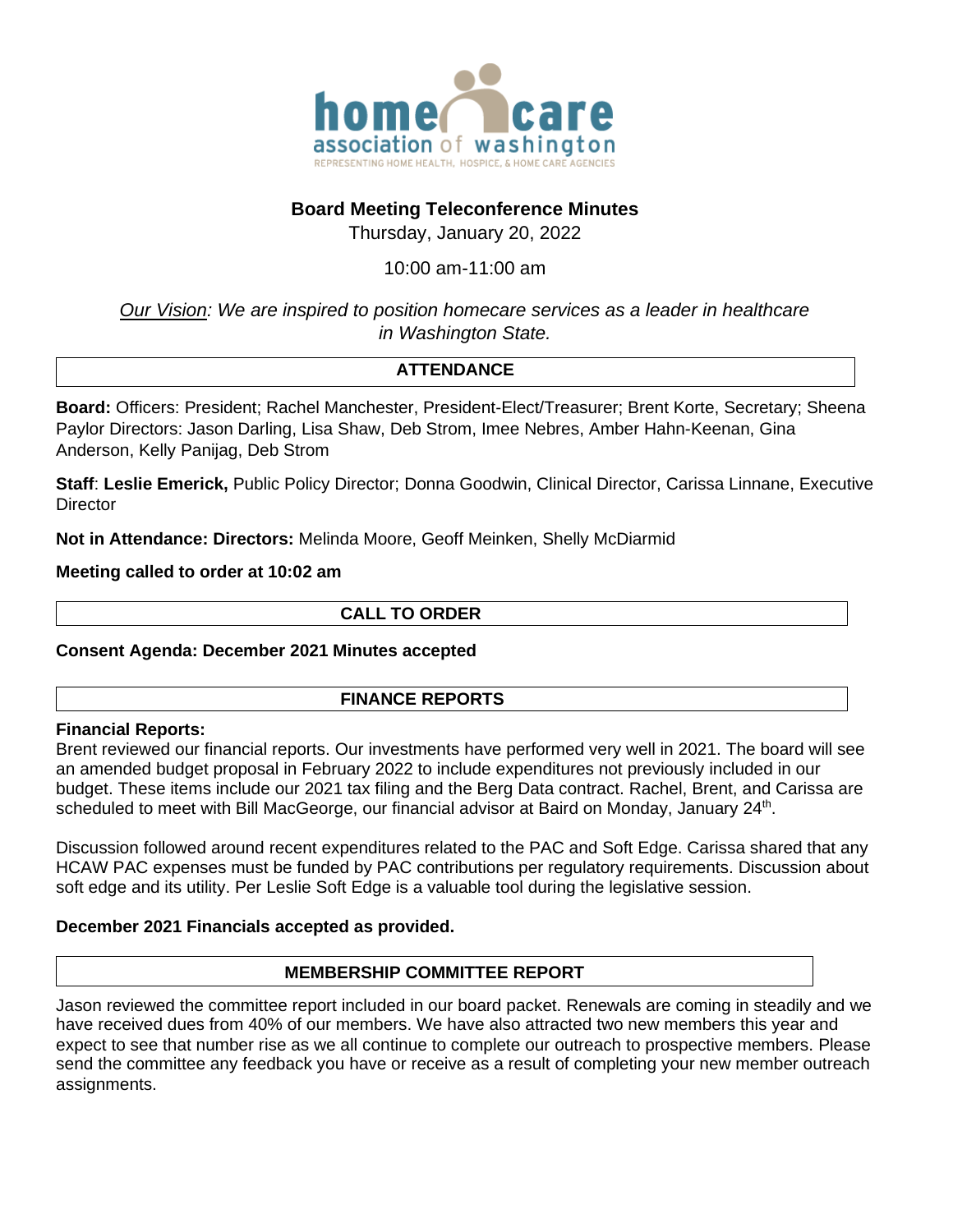# Board Meeting Teleconference Minutes

Thursday, January 20, 2022

10:00 am-11:00 am

*Our Vision: We are inspired to position homecare services as a leader in healthcare in Washington State.*

## ATTENDANCE

**Board:** Officers: President; Rachel Manchester, President-Elect/Treasurer; Brent Korte, Secretary; Sheena Paylor Directors: Jason Darling, Lisa Shaw, Deb Strom, Imee Nebres, Amber Hahn-Keenan, Gina Anderson, Kelly Panijag, Deb Strom

**Staff**: **Leslie Emerick,** Public Policy Director; Donna Goodwin, Clinical Director, Carissa Linnane, Executive Director

**Not in Attendance: Directors:** Melinda Moore, Geoff Meinken, Shelly McDiarmid

**Meeting called to order at 10:02 am**

## CALL TO ORDER

**Consent Agenda: December 2021 Minutes accepted**

## FINANCE REPORTS

**Financial Reports:**

Brent reviewed our financial reports. Our investments have performed very well in 2021. The board will see an amended budget proposal in February 2022 to include expenditures not previously included in our budget. These items include our 2021 tax filing and the Berg Data contract. Rachel, Brent, and Carissa are scheduled to meet with Bill MacGeorge, our financial advisor at Baird on Monday, January 24th.

Discussion followed around recent expenditures related to the PAC and Soft Edge. Carissa shared that any HCAW PAC expenses must be funded by PAC contributions per regulatory requirements. Discussion about soft edge and its utility. Per Leslie Soft Edge is a valuable tool during the legislative session.

**December 2021 Financials accepted as provided.**

## MEMBERSHIP COMMITTEE REPORT

Jason reviewed the committee report included in our board packet. Renewals are coming in steadily and we have received dues from 40% of our members. We have also attracted two new members this year and expect to see that number rise as we all continue to complete our outreach to prospective members. Please send the committee any feedback you have or receive as a result of completing your new member outreach assignments.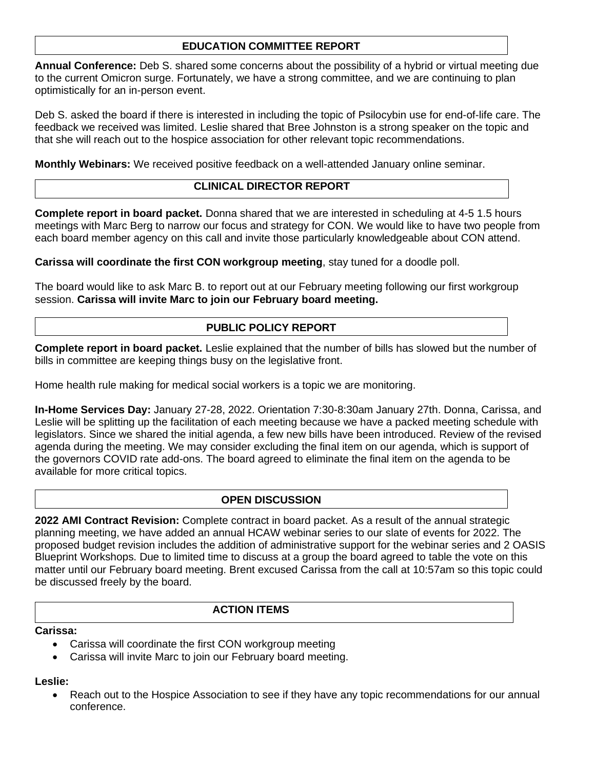## EDUCATION COMMITTEE REPORT

**Annual Conference:** Deb S. shared some concerns about the possibility of a hybrid or virtual meeting due to the current Omicron surge. Fortunately, we have a strong committee, and we are continuing to plan optimistically for an in-person event.

Deb S. asked the board if there is interested in including the topic of Psilocybin use for end-of-life care. The feedback we received was limited. Leslie shared that Bree Johnston is a strong speaker on the topic and that she will reach out to the hospice association for other relevant topic recommendations.

**Monthly Webinars:** We received positive feedback on a well-attended January online seminar.

## CLINICAL DIRECTOR REPORT

**Complete report in board packet.** Donna shared that we are interested in scheduling at 4-5 1.5 hours meetings with Marc Berg to narrow our focus and strategy for CON. We would like to have two people from each board member agency on this call and invite those particularly knowledgeable about CON attend.

**Carissa will coordinate the first CON workgroup meeting**, stay tuned for a doodle poll.

The board would like to ask Marc B. to report out at our February meeting following our first workgroup session. **Carissa will invite Marc to join our February board meeting.**

## PUBLIC POLICY REPORT

**Complete report in board packet.** Leslie explained that the number of bills has slowed but the number of bills in committee are keeping things busy on the legislative front.

Home health rule making for medical social workers is a topic we are monitoring.

**In-Home Services Day:** January 27-28, 2022. Orientation 7:30-8:30am January 27th. Donna, Carissa, and Leslie will be splitting up the facilitation of each meeting because we have a packed meeting schedule with legislators. Since we shared the initial agenda, a few new bills have been introduced. Review of the revised agenda during the meeting. We may consider excluding the final item on our agenda, which is support of the governors COVID rate add-ons. The board agreed to eliminate the final item on the agenda to be available for more critical topics.

## OPEN DISCUSSION

**2022 AMI Contract Revision:** Complete contract in board packet. As a result of the annual strategic planning meeting, we have added an annual HCAW webinar series to our slate of events for 2022. The proposed budget revision includes the addition of administrative support for the webinar series and 2 OASIS Blueprint Workshops. Due to limited time to discuss at a group the board agreed to table the vote on this matter until our February board meeting. Brent excused Carissa from the call at 10:57am so this topic could be discussed freely by the board.

## ACTION ITEMS

**Carissa:**

- Carissa will coordinate the first CON workgroup meeting
- Carissa will invite Marc to join our February board meeting.

**Leslie:**

- Reach out to the Hospice Association to see if they have any topic recommendations for our annual conference.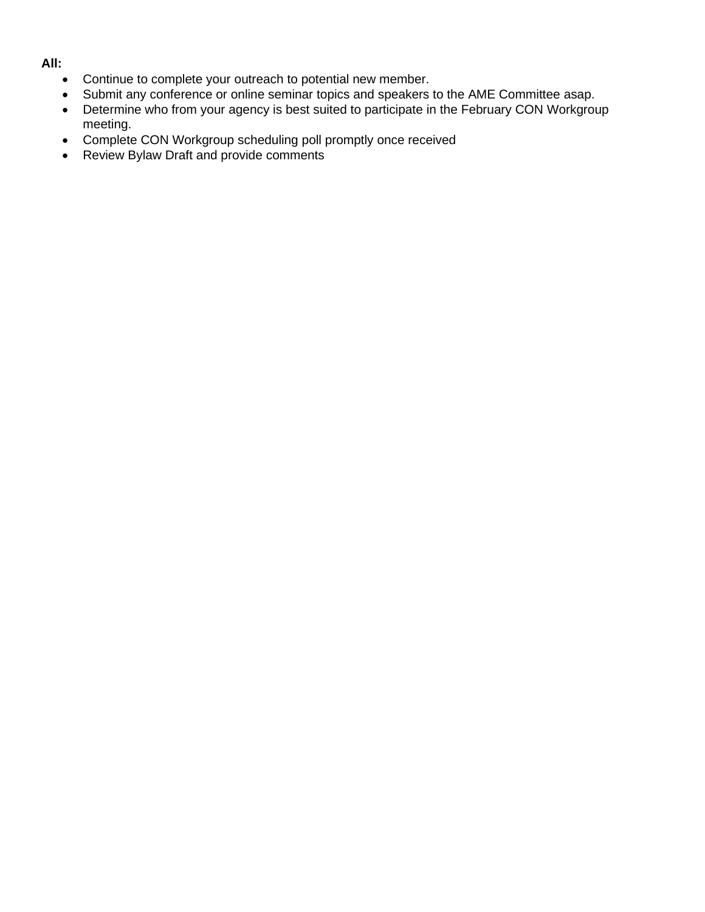**All:**

- Continue to complete your outreach to potential new member.
- Submit any conference or online seminar topics and speakers to the AME Committee asap.
- Determine who from your agency is best suited to participate in the February CON Workgroup meeting.
- Complete CON Workgroup scheduling poll promptly once received
- Review Bylaw Draft and provide comments